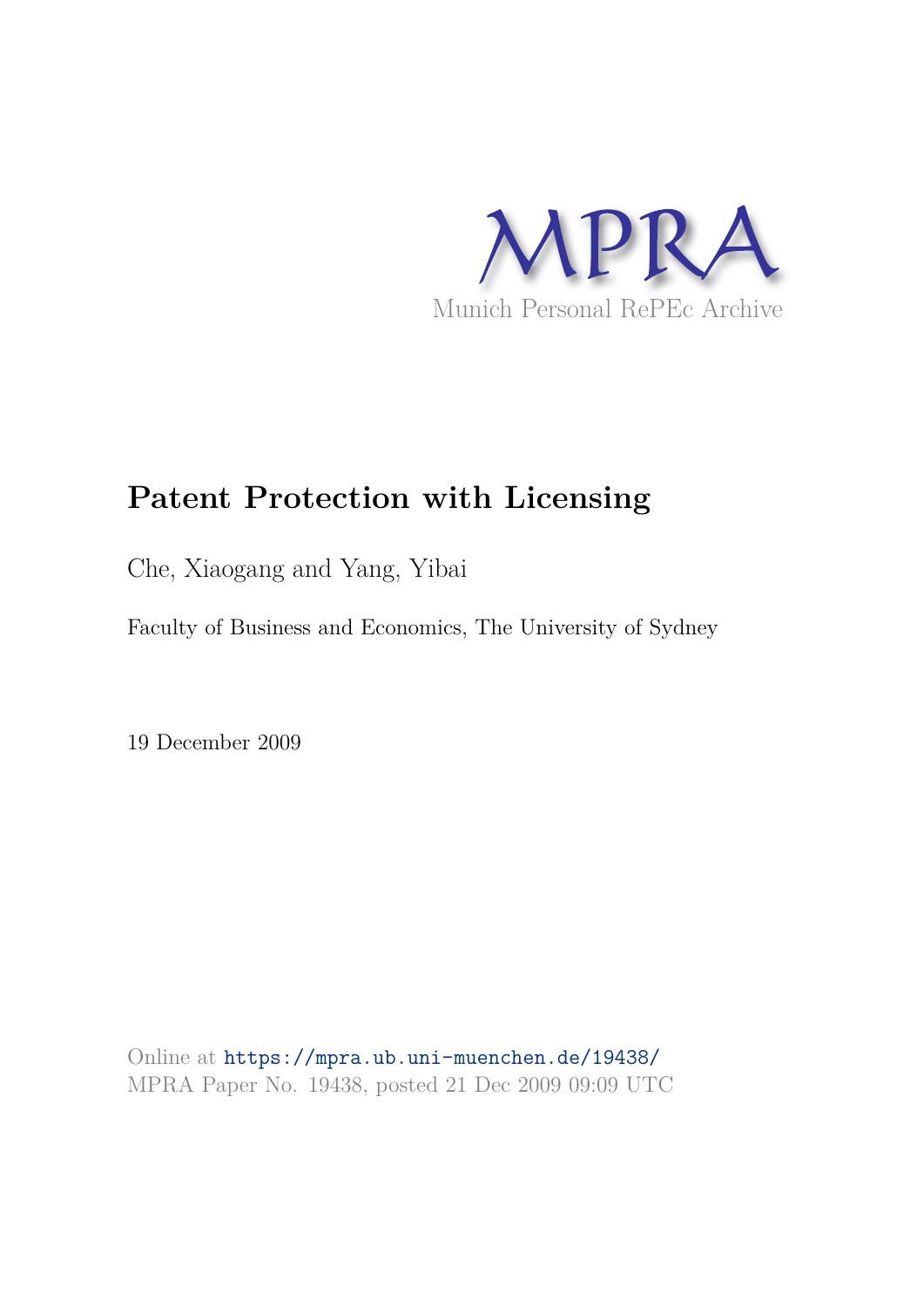MPRA

Munich Personal RePEc Archive

# Patent Protection with Licensing

Che, Xiaogang and Yang, Yibai

Faculty of Business and Economics, The University of Sydney

19 December 2009

Online at https://mpra.ub.uni-muenchen.de/19438/
MPRA Paper No. 19438, posted 21 Dec 2009 09:09 UTC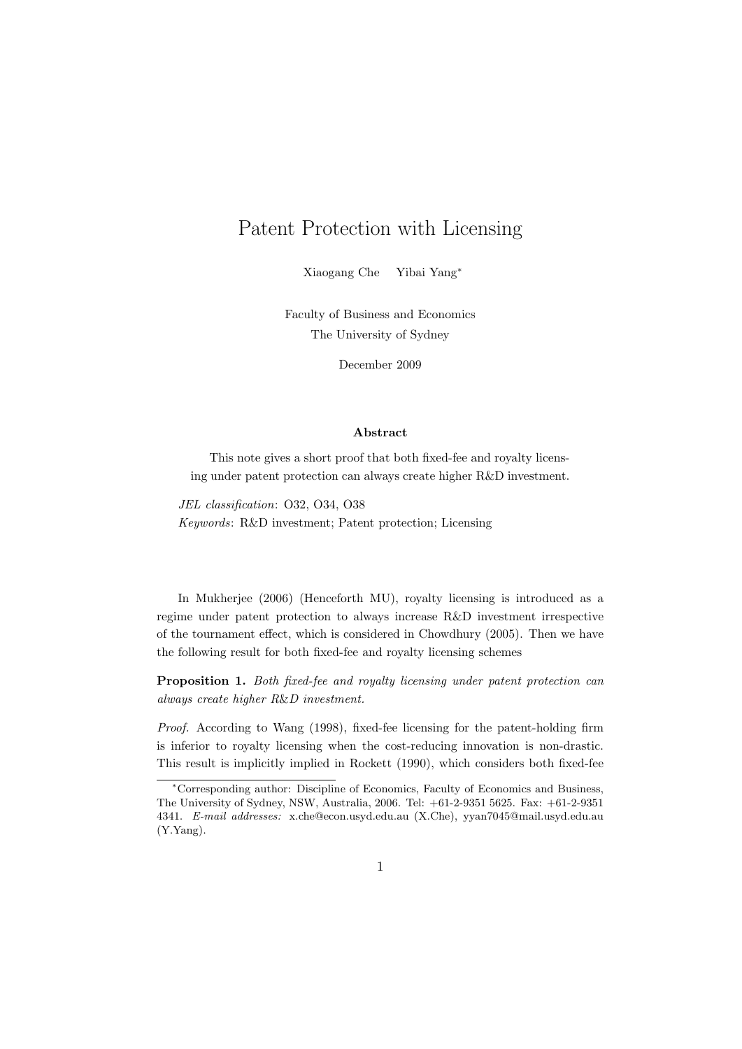# Patent Protection with Licensing

Xiaogang Che Yibai Yang*

Faculty of Business and Economics
The University of Sydney

December 2009

**Abstract**

This note gives a short proof that both fixed-fee and royalty licensing under patent protection can always create higher R&D investment.

*JEL classification*: O32, O34, O38
*Keywords*: R&D investment; Patent protection; Licensing

In Mukherjee (2006) (Henceforth MU), royalty licensing is introduced as a regime under patent protection to always increase R&D investment irrespective of the tournament effect, which is considered in Chowdhury (2005). Then we have the following result for both fixed-fee and royalty licensing schemes

**Proposition 1.** *Both fixed-fee and royalty licensing under patent protection can always create higher R&D investment.*

*Proof.* According to Wang (1998), fixed-fee licensing for the patent-holding firm is inferior to royalty licensing when the cost-reducing innovation is non-drastic. This result is implicitly implied in Rockett (1990), which considers both fixed-fee

*Corresponding author: Discipline of Economics, Faculty of Economics and Business, The University of Sydney, NSW, Australia, 2006. Tel: +61-2-9351 5625. Fax: +61-2-9351 4341. *E-mail addresses:* x.che@econ.usyd.edu.au (X.Che), yyan7045@mail.usyd.edu.au (Y.Yang).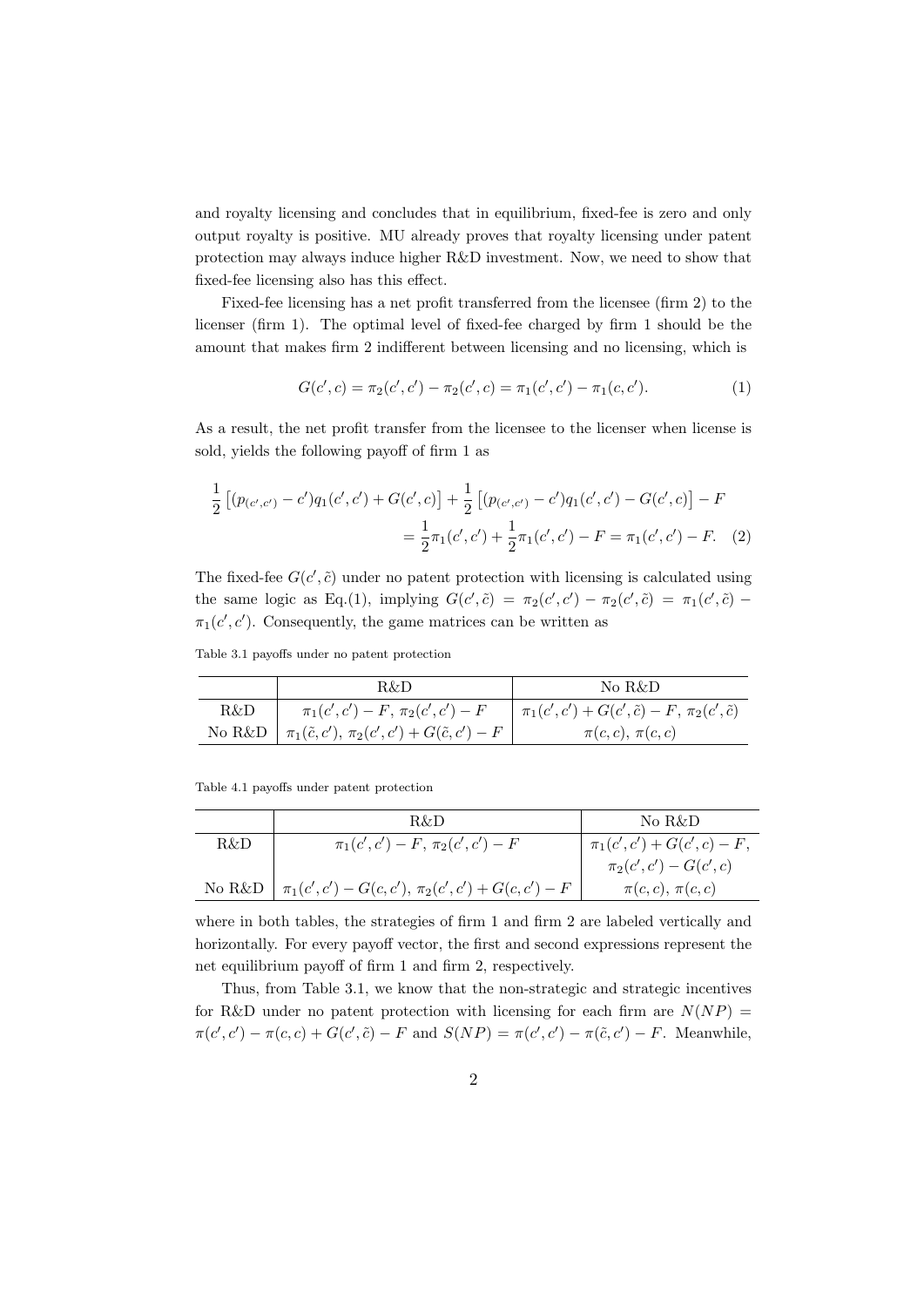and royalty licensing and concludes that in equilibrium, fixed-fee is zero and only output royalty is positive. MU already proves that royalty licensing under patent protection may always induce higher R&D investment. Now, we need to show that fixed-fee licensing also has this effect.

Fixed-fee licensing has a net profit transferred from the licensee (firm 2) to the licenser (firm 1). The optimal level of fixed-fee charged by firm 1 should be the amount that makes firm 2 indifferent between licensing and no licensing, which is

$$G(c', c) = \pi_2(c', c') - \pi_2(c', c) = \pi_1(c', c') - \pi_1(c, c'). \tag{1}$$

As a result, the net profit transfer from the licensee to the licenser when license is sold, yields the following payoff of firm 1 as

$$\begin{aligned}\frac{1}{2}\left[(p_{(c',c')} - c')q_1(c', c') + G(c', c)\right] + \frac{1}{2}\left[(p_{(c',c')} - c')q_1(c', c') - G(c', c)\right] - F \\ = \frac{1}{2}\pi_1(c', c') + \frac{1}{2}\pi_1(c', c') - F = \pi_1(c', c') - F. \quad (2)\end{aligned}$$

The fixed-fee $G(c', \tilde{c})$ under no patent protection with licensing is calculated using the same logic as Eq.(1), implying $G(c', \tilde{c}) = \pi_2(c', c') - \pi_2(c', \tilde{c}) = \pi_1(c', \tilde{c}) - \pi_1(c', c')$. Consequently, the game matrices can be written as

Table 3.1 payoffs under no patent protection

| | R&D | No R&D |
|---|---|---|
| R&D | $\pi_1(c', c') - F$, $\pi_2(c', c') - F$ | $\pi_1(c', c') + G(c', \tilde{c}) - F$, $\pi_2(c', \tilde{c})$ |
| No R&D | $\pi_1(\tilde{c}, c')$, $\pi_2(c', c') + G(\tilde{c}, c') - F$ | $\pi(c, c)$, $\pi(c, c)$ |

Table 4.1 payoffs under patent protection

| | R&D | No R&D |
|---|---|---|
| R&D | $\pi_1(c', c') - F$, $\pi_2(c', c') - F$ | $\pi_1(c', c') + G(c', c) - F$, $\pi_2(c', c') - G(c', c)$ |
| No R&D | $\pi_1(c', c') - G(c, c')$, $\pi_2(c', c') + G(c, c') - F$ | $\pi(c, c)$, $\pi(c, c)$ |

where in both tables, the strategies of firm 1 and firm 2 are labeled vertically and horizontally. For every payoff vector, the first and second expressions represent the net equilibrium payoff of firm 1 and firm 2, respectively.

Thus, from Table 3.1, we know that the non-strategic and strategic incentives for R&D under no patent protection with licensing for each firm are $N(NP) = \pi(c', c') - \pi(c, c) + G(c', \tilde{c}) - F$ and $S(NP) = \pi(c', c') - \pi(\tilde{c}, c') - F$. Meanwhile,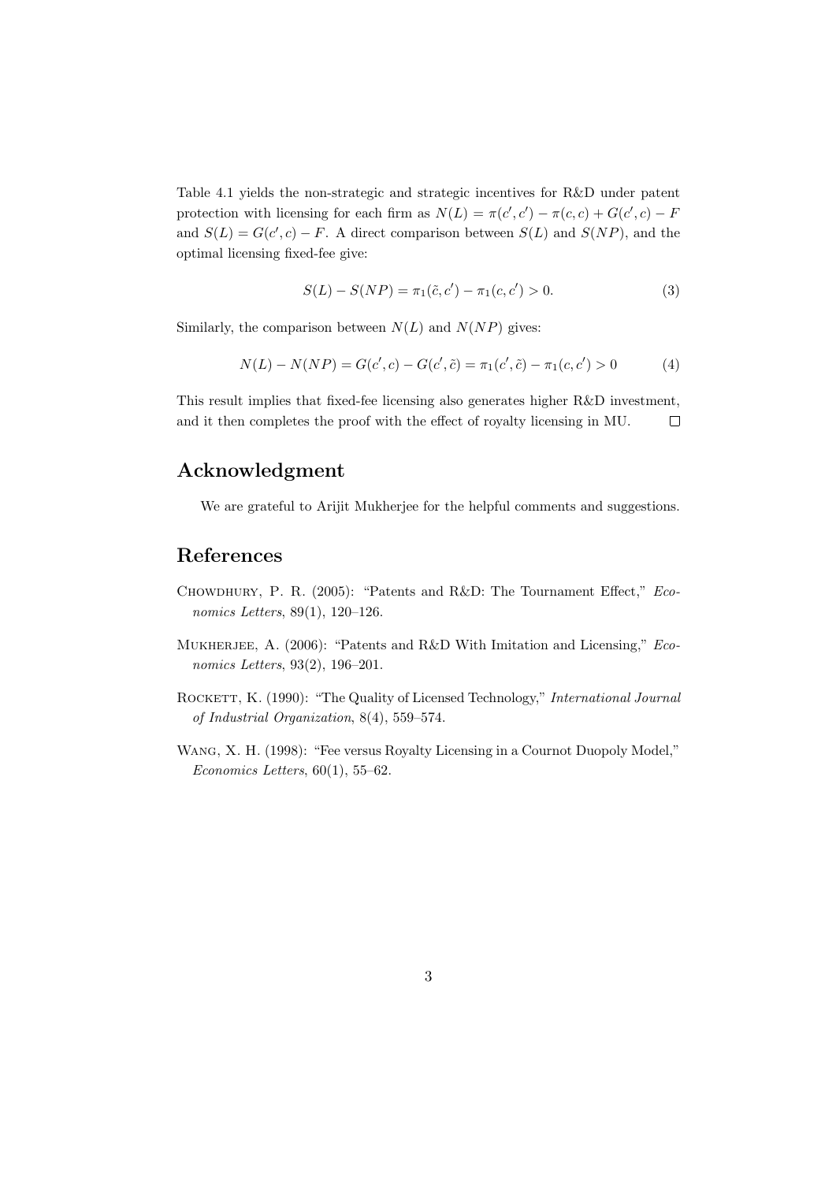Table 4.1 yields the non-strategic and strategic incentives for R&D under patent protection with licensing for each firm as $N(L) = \pi(c', c') - \pi(c, c) + G(c', c) - F$ and $S(L) = G(c', c) - F$. A direct comparison between $S(L)$ and $S(NP)$, and the optimal licensing fixed-fee give:

$$S(L) - S(NP) = \pi_1(\tilde{c}, c') - \pi_1(c, c') > 0. \tag{3}$$

Similarly, the comparison between $N(L)$ and $N(NP)$ gives:

$$N(L) - N(NP) = G(c', c) - G(c', \tilde{c}) = \pi_1(c', \tilde{c}) - \pi_1(c, c') > 0 \tag{4}$$

This result implies that fixed-fee licensing also generates higher R&D investment, and it then completes the proof with the effect of royalty licensing in MU. □

## Acknowledgment

We are grateful to Arijit Mukherjee for the helpful comments and suggestions.

## References

Chowdhury, P. R. (2005): "Patents and R&D: The Tournament Effect," *Economics Letters*, 89(1), 120–126.

Mukherjee, A. (2006): "Patents and R&D With Imitation and Licensing," *Economics Letters*, 93(2), 196–201.

Rockett, K. (1990): "The Quality of Licensed Technology," *International Journal of Industrial Organization*, 8(4), 559–574.

Wang, X. H. (1998): "Fee versus Royalty Licensing in a Cournot Duopoly Model," *Economics Letters*, 60(1), 55–62.